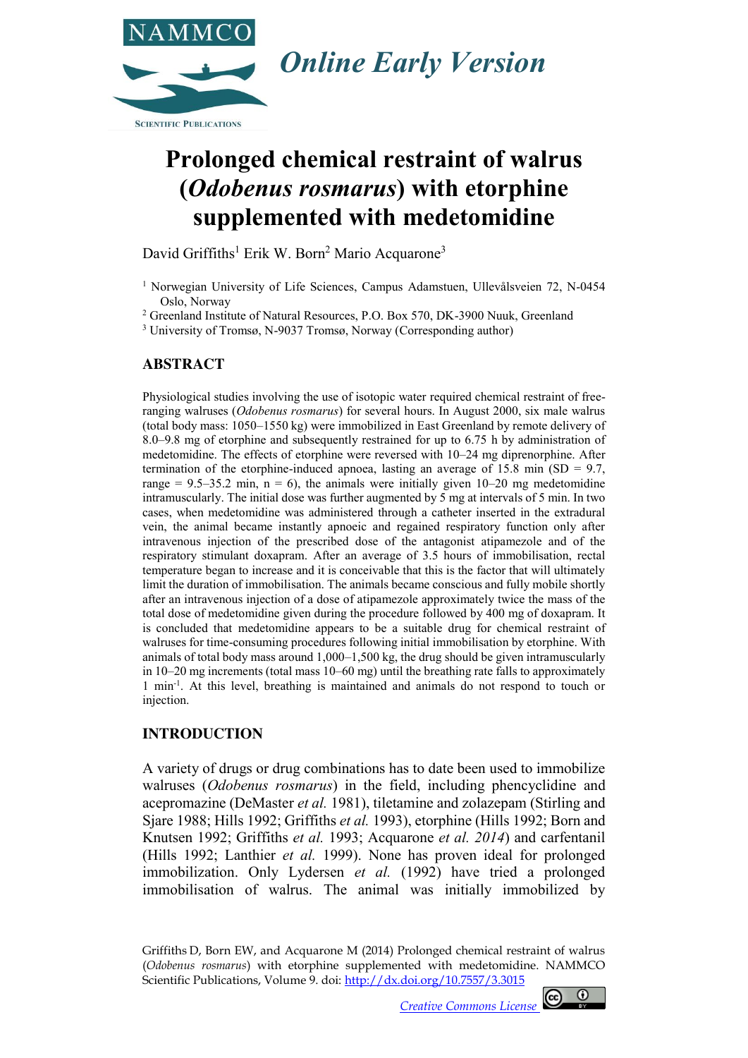*Online Early Version*

# Prolonged chemical restraint of walrus (*Odobenus rosmarus*) with etorphine supplemented with medetomidine

David Griffiths[1] Erik W. Born[2] Mario Acquarone[3]

[1] Norwegian University of Life Sciences, Campus Adamstuen, Ullevålsveien 72, N-0454 Oslo, Norway

[2] Greenland Institute of Natural Resources, P.O. Box 570, DK-3900 Nuuk, Greenland

[3] University of Tromsø, N-9037 Tromsø, Norway (Corresponding author)

## ABSTRACT

Physiological studies involving the use of isotopic water required chemical restraint of free-ranging walruses (*Odobenus rosmarus*) for several hours. In August 2000, six male walrus (total body mass: 1050–1550 kg) were immobilized in East Greenland by remote delivery of 8.0–9.8 mg of etorphine and subsequently restrained for up to 6.75 h by administration of medetomidine. The effects of etorphine were reversed with 10–24 mg diprenorphine. After termination of the etorphine-induced apnoea, lasting an average of 15.8 min (SD = 9.7, range = 9.5–35.2 min, n = 6), the animals were initially given 10–20 mg medetomidine intramuscularly. The initial dose was further augmented by 5 mg at intervals of 5 min. In two cases, when medetomidine was administered through a catheter inserted in the extradural vein, the animal became instantly apnoeic and regained respiratory function only after intravenous injection of the prescribed dose of the antagonist atipamezole and of the respiratory stimulant doxapram. After an average of 3.5 hours of immobilisation, rectal temperature began to increase and it is conceivable that this is the factor that will ultimately limit the duration of immobilisation. The animals became conscious and fully mobile shortly after an intravenous injection of a dose of atipamezole approximately twice the mass of the total dose of medetomidine given during the procedure followed by 400 mg of doxapram. It is concluded that medetomidine appears to be a suitable drug for chemical restraint of walruses for time-consuming procedures following initial immobilisation by etorphine. With animals of total body mass around 1,000–1,500 kg, the drug should be given intramuscularly in 10–20 mg increments (total mass 10–60 mg) until the breathing rate falls to approximately 1 $min^{-1}$. At this level, breathing is maintained and animals do not respond to touch or injection.

## INTRODUCTION

A variety of drugs or drug combinations has to date been used to immobilize walruses (*Odobenus rosmarus*) in the field, including phencyclidine and acepromazine (DeMaster *et al.* 1981), tiletamine and zolazepam (Stirling and Sjare 1988; Hills 1992; Griffiths *et al.* 1993), etorphine (Hills 1992; Born and Knutsen 1992; Griffiths *et al.* 1993; Acquarone *et al. 2014*) and carfentanil (Hills 1992; Lanthier *et al.* 1999). None has proven ideal for prolonged immobilization. Only Lydersen *et al.* (1992) have tried a prolonged immobilisation of walrus. The animal was initially immobilized by

Griffiths D, Born EW, and Acquarone M (2014) Prolonged chemical restraint of walrus (*Odobenus rosmarus*) with etorphine supplemented with medetomidine. NAMMCO Scientific Publications, Volume 9. doi: http://dx.doi.org/10.7557/3.3015

Creative Commons License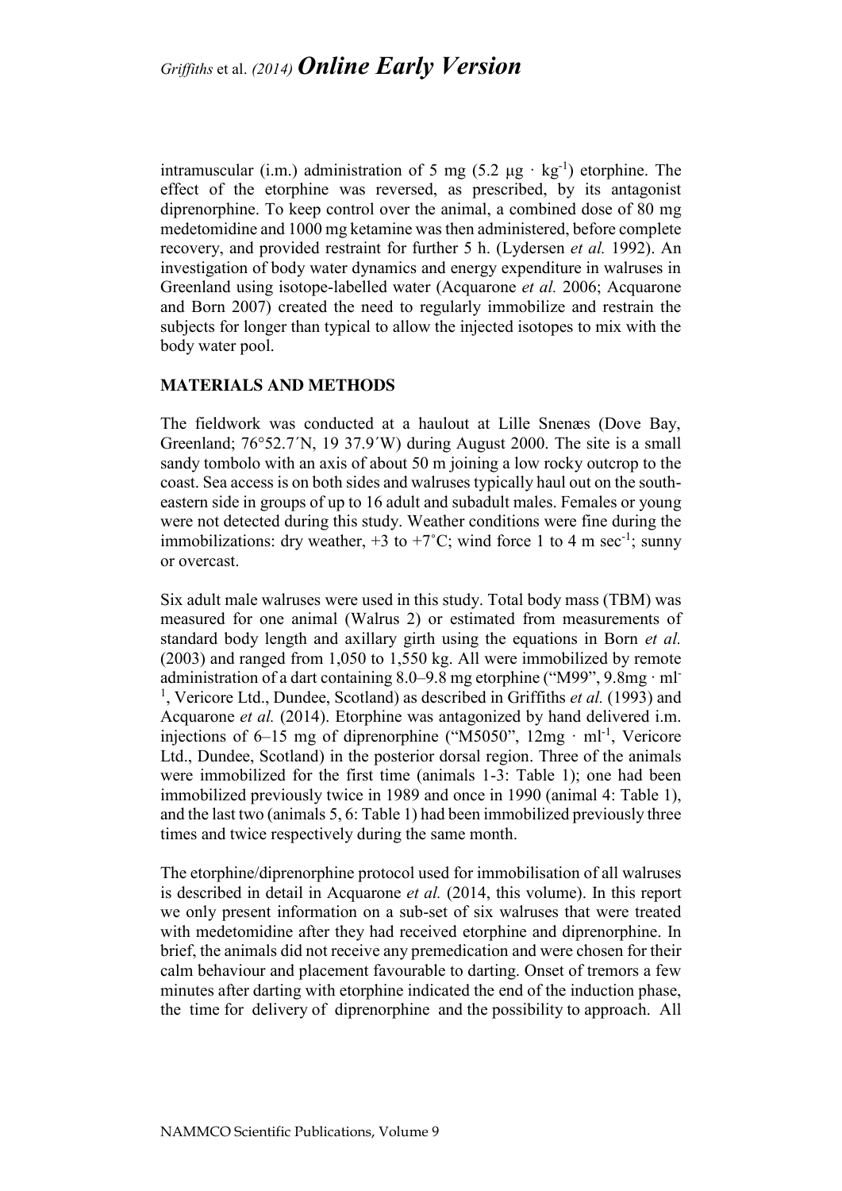intramuscular (i.m.) administration of 5 mg (5.2 μg · $kg^{-1}$) etorphine. The effect of the etorphine was reversed, as prescribed, by its antagonist diprenorphine. To keep control over the animal, a combined dose of 80 mg medetomidine and 1000 mg ketamine was then administered, before complete recovery, and provided restraint for further 5 h. (Lydersen *et al.* 1992). An investigation of body water dynamics and energy expenditure in walruses in Greenland using isotope-labelled water (Acquarone *et al.* 2006; Acquarone and Born 2007) created the need to regularly immobilize and restrain the subjects for longer than typical to allow the injected isotopes to mix with the body water pool.

## MATERIALS AND METHODS

The fieldwork was conducted at a haulout at Lille Snenæs (Dove Bay, Greenland; 76°52.7´N, 19 37.9´W) during August 2000. The site is a small sandy tombolo with an axis of about 50 m joining a low rocky outcrop to the coast. Sea access is on both sides and walruses typically haul out on the south-eastern side in groups of up to 16 adult and subadult males. Females or young were not detected during this study. Weather conditions were fine during the immobilizations: dry weather, +3 to +7˚C; wind force 1 to 4 m $sec^{-1}$; sunny or overcast.

Six adult male walruses were used in this study. Total body mass (TBM) was measured for one animal (Walrus 2) or estimated from measurements of standard body length and axillary girth using the equations in Born *et al.* (2003) and ranged from 1,050 to 1,550 kg. All were immobilized by remote administration of a dart containing 8.0–9.8 mg etorphine ("M99", 9.8mg · $ml^{-1}$, Vericore Ltd., Dundee, Scotland) as described in Griffiths *et al.* (1993) and Acquarone *et al.* (2014). Etorphine was antagonized by hand delivered i.m. injections of 6–15 mg of diprenorphine ("M5050", 12mg · $ml^{-1}$, Vericore Ltd., Dundee, Scotland) in the posterior dorsal region. Three of the animals were immobilized for the first time (animals 1-3: Table 1); one had been immobilized previously twice in 1989 and once in 1990 (animal 4: Table 1), and the last two (animals 5, 6: Table 1) had been immobilized previously three times and twice respectively during the same month.

The etorphine/diprenorphine protocol used for immobilisation of all walruses is described in detail in Acquarone *et al.* (2014, this volume). In this report we only present information on a sub-set of six walruses that were treated with medetomidine after they had received etorphine and diprenorphine. In brief, the animals did not receive any premedication and were chosen for their calm behaviour and placement favourable to darting. Onset of tremors a few minutes after darting with etorphine indicated the end of the induction phase, the time for delivery of diprenorphine and the possibility to approach. All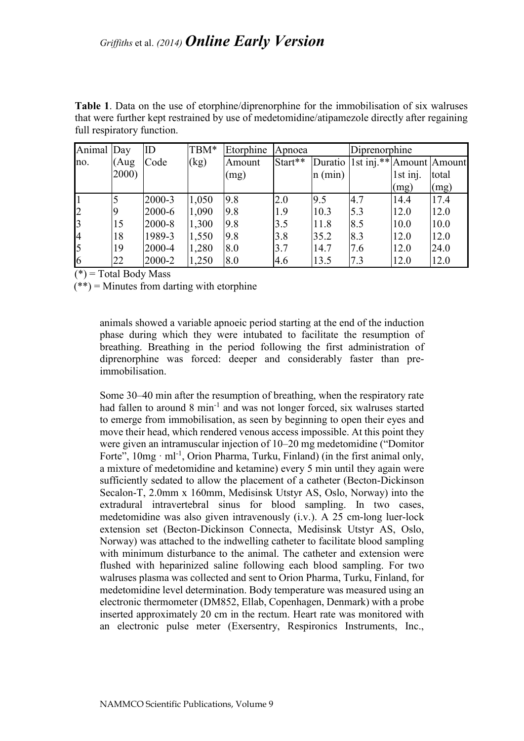**Table 1**. Data on the use of etorphine/diprenorphine for the immobilisation of six walruses that were further kept restrained by use of medetomidine/atipamezole directly after regaining full respiratory function.

| Animal no. | Day (Aug 2000) | ID Code | TBM* (kg) | Etorphine | Apnoea | | Diprenorphine | | |
|---|---|---|---|---|---|---|---|---|---|
| | | | | Amount (mg) | Start** | Duration (min) | 1st inj.** | Amount 1st inj. (mg) | Amount total (mg) |
| 1 | 5 | 2000-3 | 1,050 | 9.8 | 2.0 | 9.5 | 4.7 | 14.4 | 17.4 |
| 2 | 9 | 2000-6 | 1,090 | 9.8 | 1.9 | 10.3 | 5.3 | 12.0 | 12.0 |
| 3 | 15 | 2000-8 | 1,300 | 9.8 | 3.5 | 11.8 | 8.5 | 10.0 | 10.0 |
| 4 | 18 | 1989-3 | 1,550 | 9.8 | 3.8 | 35.2 | 8.3 | 12.0 | 12.0 |
| 5 | 19 | 2000-4 | 1,280 | 8.0 | 3.7 | 14.7 | 7.6 | 12.0 | 24.0 |
| 6 | 22 | 2000-2 | 1,250 | 8.0 | 4.6 | 13.5 | 7.3 | 12.0 | 12.0 |

(*) = Total Body Mass

(**) = Minutes from darting with etorphine

animals showed a variable apnoeic period starting at the end of the induction phase during which they were intubated to facilitate the resumption of breathing. Breathing in the period following the first administration of diprenorphine was forced: deeper and considerably faster than pre-immobilisation.

Some 30–40 min after the resumption of breathing, when the respiratory rate had fallen to around 8 $min^{-1}$ and was not longer forced, six walruses started to emerge from immobilisation, as seen by beginning to open their eyes and move their head, which rendered venous access impossible. At this point they were given an intramuscular injection of 10–20 mg medetomidine ("Domitor Forte", 10mg · $ml^{-1}$, Orion Pharma, Turku, Finland) (in the first animal only, a mixture of medetomidine and ketamine) every 5 min until they again were sufficiently sedated to allow the placement of a catheter (Becton-Dickinson Secalon-T, 2.0mm x 160mm, Medisinsk Utstyr AS, Oslo, Norway) into the extradural intravertebral sinus for blood sampling. In two cases, medetomidine was also given intravenously (i.v.). A 25 cm-long luer-lock extension set (Becton-Dickinson Connecta, Medisinsk Utstyr AS, Oslo, Norway) was attached to the indwelling catheter to facilitate blood sampling with minimum disturbance to the animal. The catheter and extension were flushed with heparinized saline following each blood sampling. For two walruses plasma was collected and sent to Orion Pharma, Turku, Finland, for medetomidine level determination. Body temperature was measured using an electronic thermometer (DM852, Ellab, Copenhagen, Denmark) with a probe inserted approximately 20 cm in the rectum. Heart rate was monitored with an electronic pulse meter (Exersentry, Respironics Instruments, Inc.,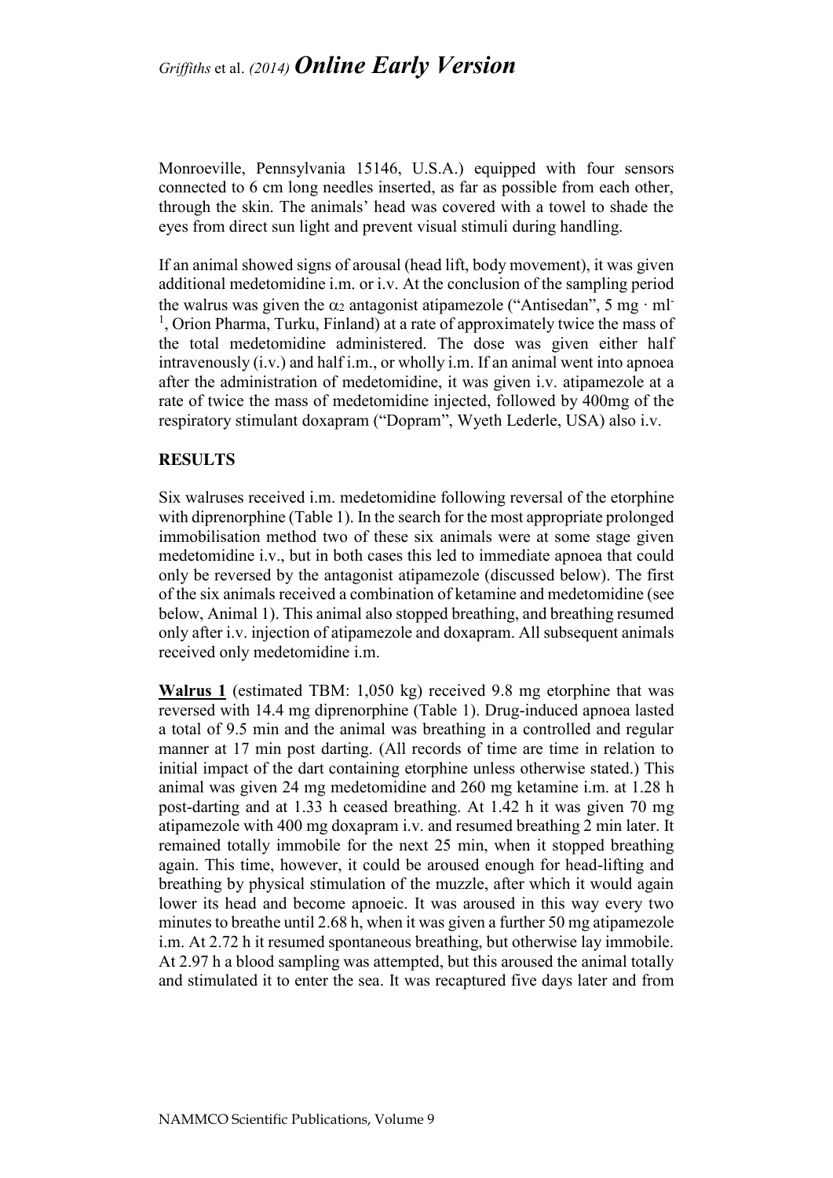Monroeville, Pennsylvania 15146, U.S.A.) equipped with four sensors connected to 6 cm long needles inserted, as far as possible from each other, through the skin. The animals' head was covered with a towel to shade the eyes from direct sun light and prevent visual stimuli during handling.

If an animal showed signs of arousal (head lift, body movement), it was given additional medetomidine i.m. or i.v. At the conclusion of the sampling period the walrus was given the $\alpha_2$ antagonist atipamezole ("Antisedan", 5 mg $\cdot$ ml$^{-1}$, Orion Pharma, Turku, Finland) at a rate of approximately twice the mass of the total medetomidine administered. The dose was given either half intravenously (i.v.) and half i.m., or wholly i.m. If an animal went into apnoea after the administration of medetomidine, it was given i.v. atipamezole at a rate of twice the mass of medetomidine injected, followed by 400mg of the respiratory stimulant doxapram ("Dopram", Wyeth Lederle, USA) also i.v.

## RESULTS

Six walruses received i.m. medetomidine following reversal of the etorphine with diprenorphine (Table 1). In the search for the most appropriate prolonged immobilisation method two of these six animals were at some stage given medetomidine i.v., but in both cases this led to immediate apnoea that could only be reversed by the antagonist atipamezole (discussed below). The first of the six animals received a combination of ketamine and medetomidine (see below, Animal 1). This animal also stopped breathing, and breathing resumed only after i.v. injection of atipamezole and doxapram. All subsequent animals received only medetomidine i.m.

**Walrus 1** (estimated TBM: 1,050 kg) received 9.8 mg etorphine that was reversed with 14.4 mg diprenorphine (Table 1). Drug-induced apnoea lasted a total of 9.5 min and the animal was breathing in a controlled and regular manner at 17 min post darting. (All records of time are time in relation to initial impact of the dart containing etorphine unless otherwise stated.) This animal was given 24 mg medetomidine and 260 mg ketamine i.m. at 1.28 h post-darting and at 1.33 h ceased breathing. At 1.42 h it was given 70 mg atipamezole with 400 mg doxapram i.v. and resumed breathing 2 min later. It remained totally immobile for the next 25 min, when it stopped breathing again. This time, however, it could be aroused enough for head-lifting and breathing by physical stimulation of the muzzle, after which it would again lower its head and become apnoeic. It was aroused in this way every two minutes to breathe until 2.68 h, when it was given a further 50 mg atipamezole i.m. At 2.72 h it resumed spontaneous breathing, but otherwise lay immobile. At 2.97 h a blood sampling was attempted, but this aroused the animal totally and stimulated it to enter the sea. It was recaptured five days later and from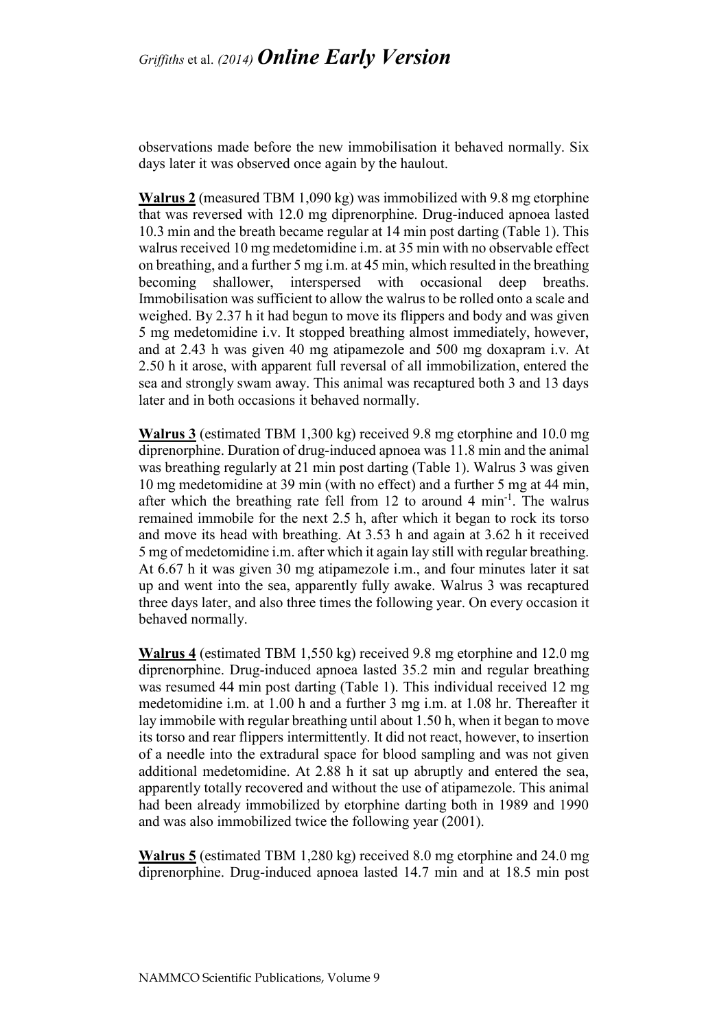observations made before the new immobilisation it behaved normally. Six days later it was observed once again by the haulout.

**Walrus 2** (measured TBM 1,090 kg) was immobilized with 9.8 mg etorphine that was reversed with 12.0 mg diprenorphine. Drug-induced apnoea lasted 10.3 min and the breath became regular at 14 min post darting (Table 1). This walrus received 10 mg medetomidine i.m. at 35 min with no observable effect on breathing, and a further 5 mg i.m. at 45 min, which resulted in the breathing becoming shallower, interspersed with occasional deep breaths. Immobilisation was sufficient to allow the walrus to be rolled onto a scale and weighed. By 2.37 h it had begun to move its flippers and body and was given 5 mg medetomidine i.v. It stopped breathing almost immediately, however, and at 2.43 h was given 40 mg atipamezole and 500 mg doxapram i.v. At 2.50 h it arose, with apparent full reversal of all immobilization, entered the sea and strongly swam away. This animal was recaptured both 3 and 13 days later and in both occasions it behaved normally.

**Walrus 3** (estimated TBM 1,300 kg) received 9.8 mg etorphine and 10.0 mg diprenorphine. Duration of drug-induced apnoea was 11.8 min and the animal was breathing regularly at 21 min post darting (Table 1). Walrus 3 was given 10 mg medetomidine at 39 min (with no effect) and a further 5 mg at 44 min, after which the breathing rate fell from 12 to around 4 $min^{-1}$. The walrus remained immobile for the next 2.5 h, after which it began to rock its torso and move its head with breathing. At 3.53 h and again at 3.62 h it received 5 mg of medetomidine i.m. after which it again lay still with regular breathing. At 6.67 h it was given 30 mg atipamezole i.m., and four minutes later it sat up and went into the sea, apparently fully awake. Walrus 3 was recaptured three days later, and also three times the following year. On every occasion it behaved normally.

**Walrus 4** (estimated TBM 1,550 kg) received 9.8 mg etorphine and 12.0 mg diprenorphine. Drug-induced apnoea lasted 35.2 min and regular breathing was resumed 44 min post darting (Table 1). This individual received 12 mg medetomidine i.m. at 1.00 h and a further 3 mg i.m. at 1.08 hr. Thereafter it lay immobile with regular breathing until about 1.50 h, when it began to move its torso and rear flippers intermittently. It did not react, however, to insertion of a needle into the extradural space for blood sampling and was not given additional medetomidine. At 2.88 h it sat up abruptly and entered the sea, apparently totally recovered and without the use of atipamezole. This animal had been already immobilized by etorphine darting both in 1989 and 1990 and was also immobilized twice the following year (2001).

**Walrus 5** (estimated TBM 1,280 kg) received 8.0 mg etorphine and 24.0 mg diprenorphine. Drug-induced apnoea lasted 14.7 min and at 18.5 min post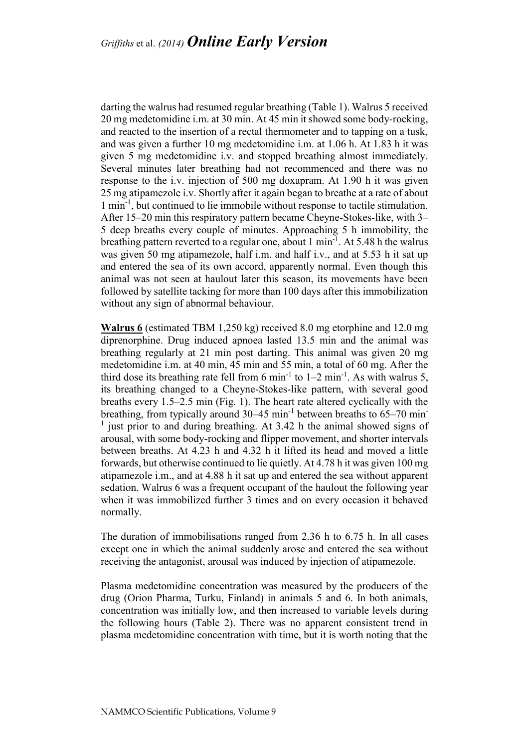darting the walrus had resumed regular breathing (Table 1). Walrus 5 received 20 mg medetomidine i.m. at 30 min. At 45 min it showed some body-rocking, and reacted to the insertion of a rectal thermometer and to tapping on a tusk, and was given a further 10 mg medetomidine i.m. at 1.06 h. At 1.83 h it was given 5 mg medetomidine i.v. and stopped breathing almost immediately. Several minutes later breathing had not recommenced and there was no response to the i.v. injection of 500 mg doxapram. At 1.90 h it was given 25 mg atipamezole i.v. Shortly after it again began to breathe at a rate of about 1 $min^{-1}$, but continued to lie immobile without response to tactile stimulation. After 15–20 min this respiratory pattern became Cheyne-Stokes-like, with 3–5 deep breaths every couple of minutes. Approaching 5 h immobility, the breathing pattern reverted to a regular one, about 1 $min^{-1}$. At 5.48 h the walrus was given 50 mg atipamezole, half i.m. and half i.v., and at 5.53 h it sat up and entered the sea of its own accord, apparently normal. Even though this animal was not seen at haulout later this season, its movements have been followed by satellite tacking for more than 100 days after this immobilization without any sign of abnormal behaviour.

**Walrus 6** (estimated TBM 1,250 kg) received 8.0 mg etorphine and 12.0 mg diprenorphine. Drug induced apnoea lasted 13.5 min and the animal was breathing regularly at 21 min post darting. This animal was given 20 mg medetomidine i.m. at 40 min, 45 min and 55 min, a total of 60 mg. After the third dose its breathing rate fell from 6 $min^{-1}$ to 1–2 $min^{-1}$. As with walrus 5, its breathing changed to a Cheyne-Stokes-like pattern, with several good breaths every 1.5–2.5 min (Fig. 1). The heart rate altered cyclically with the breathing, from typically around 30–45 $min^{-1}$ between breaths to 65–70 $min^{-1}$ just prior to and during breathing. At 3.42 h the animal showed signs of arousal, with some body-rocking and flipper movement, and shorter intervals between breaths. At 4.23 h and 4.32 h it lifted its head and moved a little forwards, but otherwise continued to lie quietly. At 4.78 h it was given 100 mg atipamezole i.m., and at 4.88 h it sat up and entered the sea without apparent sedation. Walrus 6 was a frequent occupant of the haulout the following year when it was immobilized further 3 times and on every occasion it behaved normally.

The duration of immobilisations ranged from 2.36 h to 6.75 h. In all cases except one in which the animal suddenly arose and entered the sea without receiving the antagonist, arousal was induced by injection of atipamezole.

Plasma medetomidine concentration was measured by the producers of the drug (Orion Pharma, Turku, Finland) in animals 5 and 6. In both animals, concentration was initially low, and then increased to variable levels during the following hours (Table 2). There was no apparent consistent trend in plasma medetomidine concentration with time, but it is worth noting that the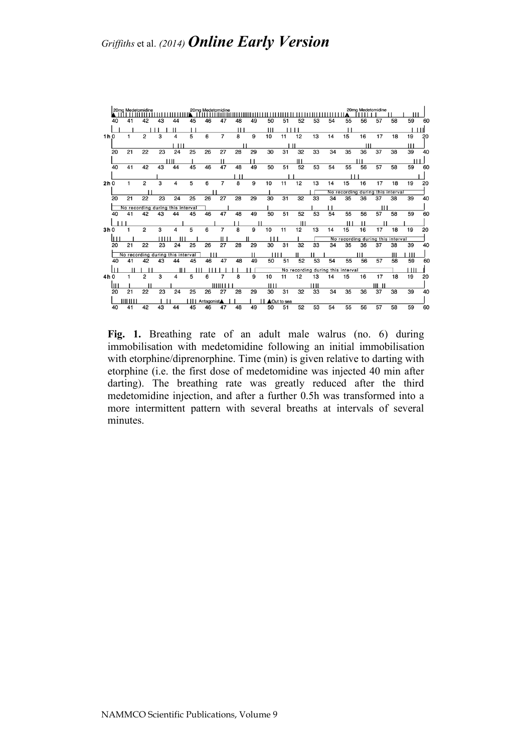**Fig. 1.** Breathing rate of an adult male walrus (no. 6) during immobilisation with medetomidine following an initial immobilisation with etorphine/diprenorphine. Time (min) is given relative to darting with etorphine (i.e. the first dose of medetomidine was injected 40 min after darting). The breathing rate was greatly reduced after the third medetomidine injection, and after a further 0.5h was transformed into a more intermittent pattern with several breaths at intervals of several minutes.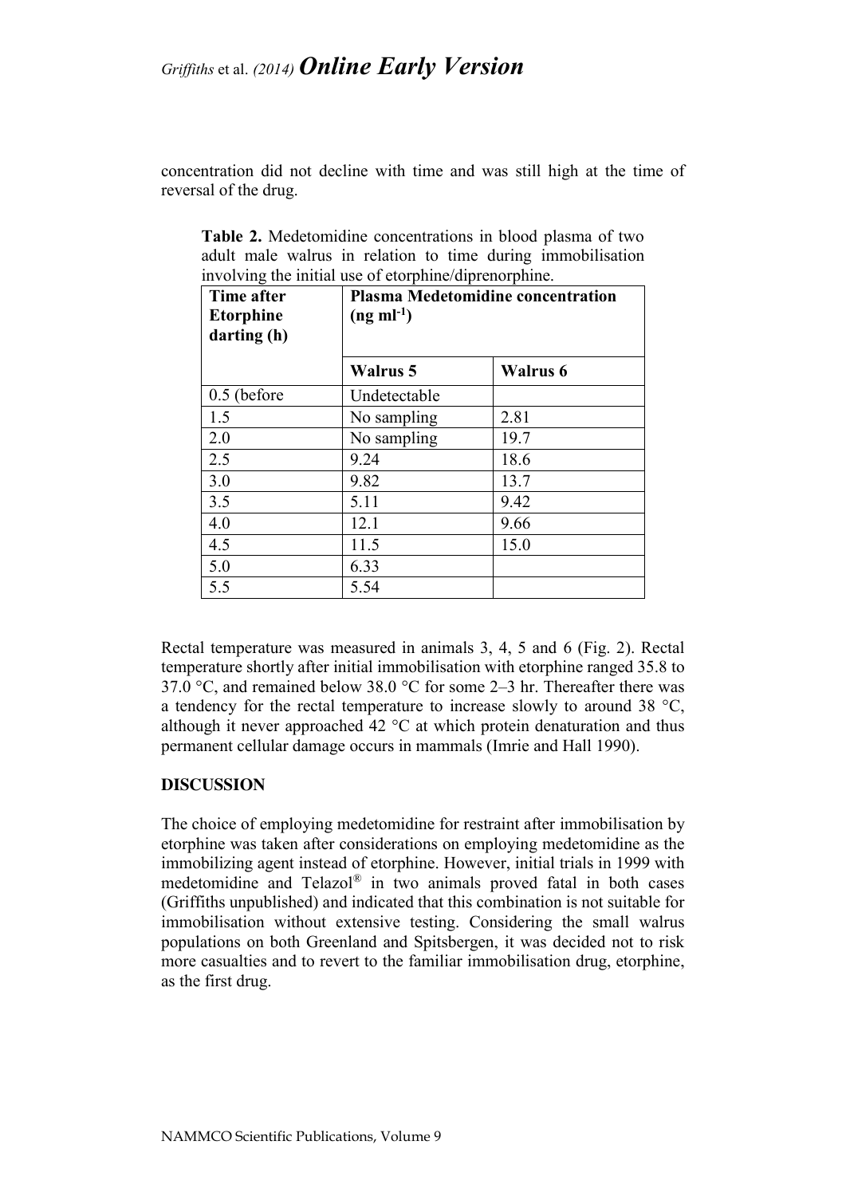concentration did not decline with time and was still high at the time of reversal of the drug.

**Table 2.** Medetomidine concentrations in blood plasma of two adult male walrus in relation to time during immobilisation involving the initial use of etorphine/diprenorphine.

| Time after Etorphine darting (h) | Plasma Medetomidine concentration (ng ml$^{-1}$) | |
|---|---|---|
| | **Walrus 5** | **Walrus 6** |
| 0.5 (before | Undetectable | |
| 1.5 | No sampling | 2.81 |
| 2.0 | No sampling | 19.7 |
| 2.5 | 9.24 | 18.6 |
| 3.0 | 9.82 | 13.7 |
| 3.5 | 5.11 | 9.42 |
| 4.0 | 12.1 | 9.66 |
| 4.5 | 11.5 | 15.0 |
| 5.0 | 6.33 | |
| 5.5 | 5.54 | |

Rectal temperature was measured in animals 3, 4, 5 and 6 (Fig. 2). Rectal temperature shortly after initial immobilisation with etorphine ranged 35.8 to 37.0 °C, and remained below 38.0 °C for some 2–3 hr. Thereafter there was a tendency for the rectal temperature to increase slowly to around 38 °C, although it never approached 42 °C at which protein denaturation and thus permanent cellular damage occurs in mammals (Imrie and Hall 1990).

## DISCUSSION

The choice of employing medetomidine for restraint after immobilisation by etorphine was taken after considerations on employing medetomidine as the immobilizing agent instead of etorphine. However, initial trials in 1999 with medetomidine and Telazol® in two animals proved fatal in both cases (Griffiths unpublished) and indicated that this combination is not suitable for immobilisation without extensive testing. Considering the small walrus populations on both Greenland and Spitsbergen, it was decided not to risk more casualties and to revert to the familiar immobilisation drug, etorphine, as the first drug.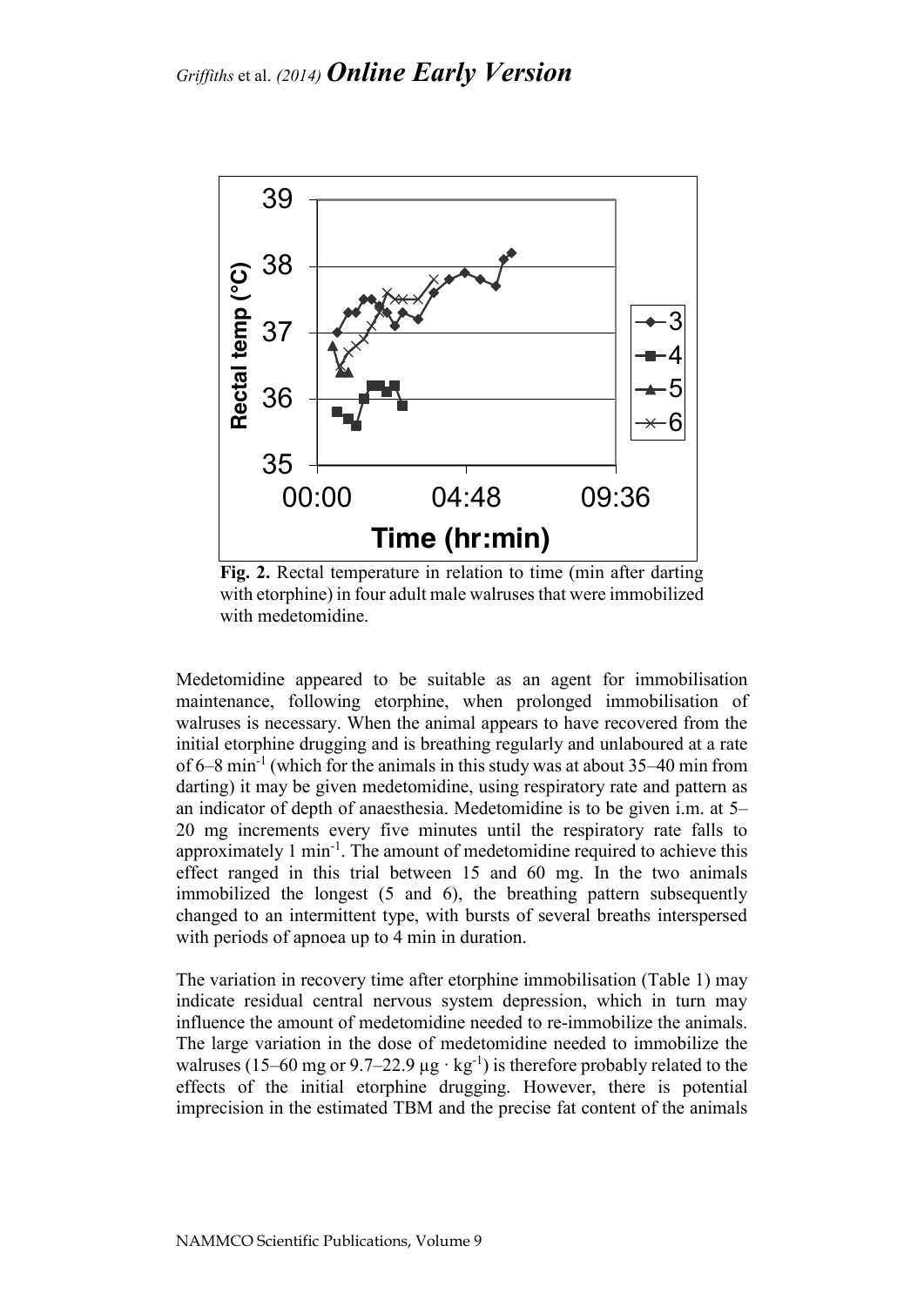**Fig. 2.** Rectal temperature in relation to time (min after darting with etorphine) in four adult male walruses that were immobilized with medetomidine.

Medetomidine appeared to be suitable as an agent for immobilisation maintenance, following etorphine, when prolonged immobilisation of walruses is necessary. When the animal appears to have recovered from the initial etorphine drugging and is breathing regularly and unlaboured at a rate of 6–8 $min^{-1}$ (which for the animals in this study was at about 35–40 min from darting) it may be given medetomidine, using respiratory rate and pattern as an indicator of depth of anaesthesia. Medetomidine is to be given i.m. at 5–20 mg increments every five minutes until the respiratory rate falls to approximately 1 $min^{-1}$. The amount of medetomidine required to achieve this effect ranged in this trial between 15 and 60 mg. In the two animals immobilized the longest (5 and 6), the breathing pattern subsequently changed to an intermittent type, with bursts of several breaths interspersed with periods of apnoea up to 4 min in duration.

The variation in recovery time after etorphine immobilisation (Table 1) may indicate residual central nervous system depression, which in turn may influence the amount of medetomidine needed to re-immobilize the animals. The large variation in the dose of medetomidine needed to immobilize the walruses (15–60 mg or 9.7–22.9 $\mu g \cdot kg^{-1}$) is therefore probably related to the effects of the initial etorphine drugging. However, there is potential imprecision in the estimated TBM and the precise fat content of the animals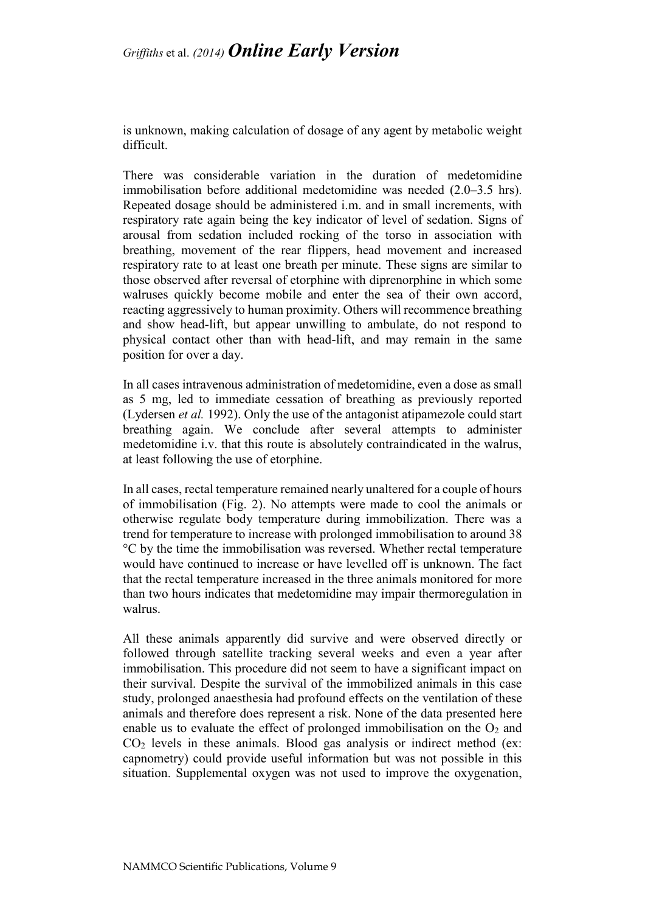is unknown, making calculation of dosage of any agent by metabolic weight difficult.

There was considerable variation in the duration of medetomidine immobilisation before additional medetomidine was needed (2.0–3.5 hrs). Repeated dosage should be administered i.m. and in small increments, with respiratory rate again being the key indicator of level of sedation. Signs of arousal from sedation included rocking of the torso in association with breathing, movement of the rear flippers, head movement and increased respiratory rate to at least one breath per minute. These signs are similar to those observed after reversal of etorphine with diprenorphine in which some walruses quickly become mobile and enter the sea of their own accord, reacting aggressively to human proximity. Others will recommence breathing and show head-lift, but appear unwilling to ambulate, do not respond to physical contact other than with head-lift, and may remain in the same position for over a day.

In all cases intravenous administration of medetomidine, even a dose as small as 5 mg, led to immediate cessation of breathing as previously reported (Lydersen *et al.* 1992). Only the use of the antagonist atipamezole could start breathing again. We conclude after several attempts to administer medetomidine i.v. that this route is absolutely contraindicated in the walrus, at least following the use of etorphine.

In all cases, rectal temperature remained nearly unaltered for a couple of hours of immobilisation (Fig. 2). No attempts were made to cool the animals or otherwise regulate body temperature during immobilization. There was a trend for temperature to increase with prolonged immobilisation to around 38 °C by the time the immobilisation was reversed. Whether rectal temperature would have continued to increase or have levelled off is unknown. The fact that the rectal temperature increased in the three animals monitored for more than two hours indicates that medetomidine may impair thermoregulation in walrus.

All these animals apparently did survive and were observed directly or followed through satellite tracking several weeks and even a year after immobilisation. This procedure did not seem to have a significant impact on their survival. Despite the survival of the immobilized animals in this case study, prolonged anaesthesia had profound effects on the ventilation of these animals and therefore does represent a risk. None of the data presented here enable us to evaluate the effect of prolonged immobilisation on the $O_2$ and $CO_2$ levels in these animals. Blood gas analysis or indirect method (ex: capnometry) could provide useful information but was not possible in this situation. Supplemental oxygen was not used to improve the oxygenation,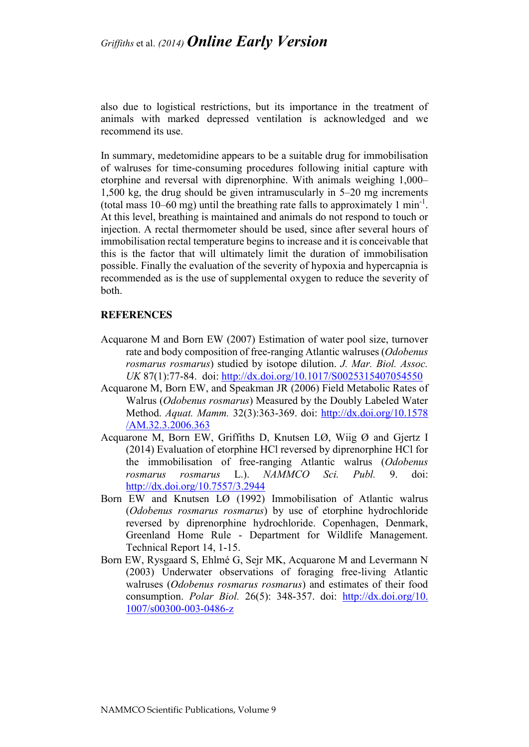also due to logistical restrictions, but its importance in the treatment of animals with marked depressed ventilation is acknowledged and we recommend its use.

In summary, medetomidine appears to be a suitable drug for immobilisation of walruses for time-consuming procedures following initial capture with etorphine and reversal with diprenorphine. With animals weighing 1,000–1,500 kg, the drug should be given intramuscularly in 5–20 mg increments (total mass 10–60 mg) until the breathing rate falls to approximately 1 $min^{-1}$. At this level, breathing is maintained and animals do not respond to touch or injection. A rectal thermometer should be used, since after several hours of immobilisation rectal temperature begins to increase and it is conceivable that this is the factor that will ultimately limit the duration of immobilisation possible. Finally the evaluation of the severity of hypoxia and hypercapnia is recommended as is the use of supplemental oxygen to reduce the severity of both.

## REFERENCES

Acquarone M and Born EW (2007) Estimation of water pool size, turnover rate and body composition of free-ranging Atlantic walruses (*Odobenus rosmarus rosmarus*) studied by isotope dilution. *J. Mar. Biol. Assoc. UK* 87(1):77-84. doi: http://dx.doi.org/10.1017/S0025315407054550

Acquarone M, Born EW, and Speakman JR (2006) Field Metabolic Rates of Walrus (*Odobenus rosmarus*) Measured by the Doubly Labeled Water Method. *Aquat. Mamm.* 32(3):363-369. doi: http://dx.doi.org/10.1578/AM.32.3.2006.363

Acquarone M, Born EW, Griffiths D, Knutsen LØ, Wiig Ø and Gjertz I (2014) Evaluation of etorphine HCl reversed by diprenorphine HCl for the immobilisation of free-ranging Atlantic walrus (*Odobenus rosmarus rosmarus* L.). *NAMMCO Sci. Publ.* 9. doi: http://dx.doi.org/10.7557/3.2944

Born EW and Knutsen LØ (1992) Immobilisation of Atlantic walrus (*Odobenus rosmarus rosmarus*) by use of etorphine hydrochloride reversed by diprenorphine hydrochloride. Copenhagen, Denmark, Greenland Home Rule - Department for Wildlife Management. Technical Report 14, 1-15.

Born EW, Rysgaard S, Ehlmé G, Sejr MK, Acquarone M and Levermann N (2003) Underwater observations of foraging free-living Atlantic walruses (*Odobenus rosmarus rosmarus*) and estimates of their food consumption. *Polar Biol.* 26(5): 348-357. doi: http://dx.doi.org/10.1007/s00300-003-0486-z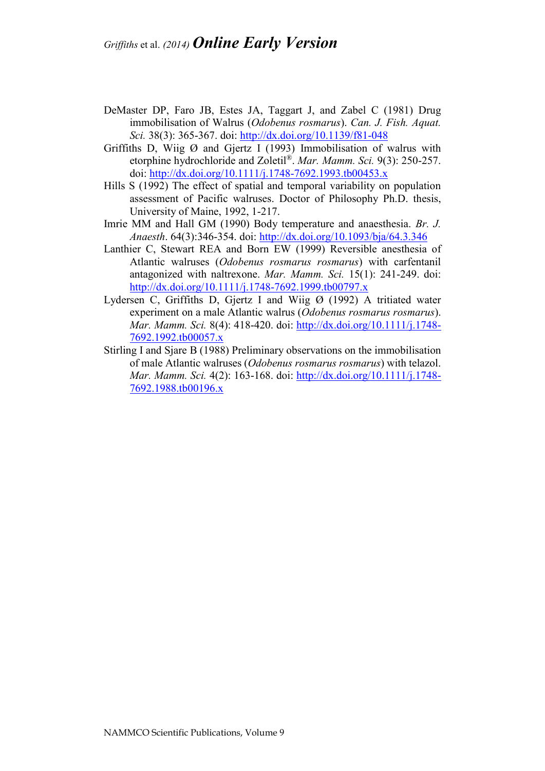DeMaster DP, Faro JB, Estes JA, Taggart J, and Zabel C (1981) Drug immobilisation of Walrus (*Odobenus rosmarus*). *Can. J. Fish. Aquat. Sci.* 38(3): 365-367. doi: http://dx.doi.org/10.1139/f81-048

Griffiths D, Wiig Ø and Gjertz I (1993) Immobilisation of walrus with etorphine hydrochloride and Zoletil®. *Mar. Mamm. Sci.* 9(3): 250-257. doi: http://dx.doi.org/10.1111/j.1748-7692.1993.tb00453.x

Hills S (1992) The effect of spatial and temporal variability on population assessment of Pacific walruses. Doctor of Philosophy Ph.D. thesis, University of Maine, 1992, 1-217.

Imrie MM and Hall GM (1990) Body temperature and anaesthesia. *Br. J. Anaesth*. 64(3):346-354. doi: http://dx.doi.org/10.1093/bja/64.3.346

Lanthier C, Stewart REA and Born EW (1999) Reversible anesthesia of Atlantic walruses (*Odobenus rosmarus rosmarus*) with carfentanil antagonized with naltrexone. *Mar. Mamm. Sci.* 15(1): 241-249. doi: http://dx.doi.org/10.1111/j.1748-7692.1999.tb00797.x

Lydersen C, Griffiths D, Gjertz I and Wiig Ø (1992) A tritiated water experiment on a male Atlantic walrus (*Odobenus rosmarus rosmarus*). *Mar. Mamm. Sci.* 8(4): 418-420. doi: http://dx.doi.org/10.1111/j.1748-7692.1992.tb00057.x

Stirling I and Sjare B (1988) Preliminary observations on the immobilisation of male Atlantic walruses (*Odobenus rosmarus rosmarus*) with telazol. *Mar. Mamm. Sci.* 4(2): 163-168. doi: http://dx.doi.org/10.1111/j.1748-7692.1988.tb00196.x